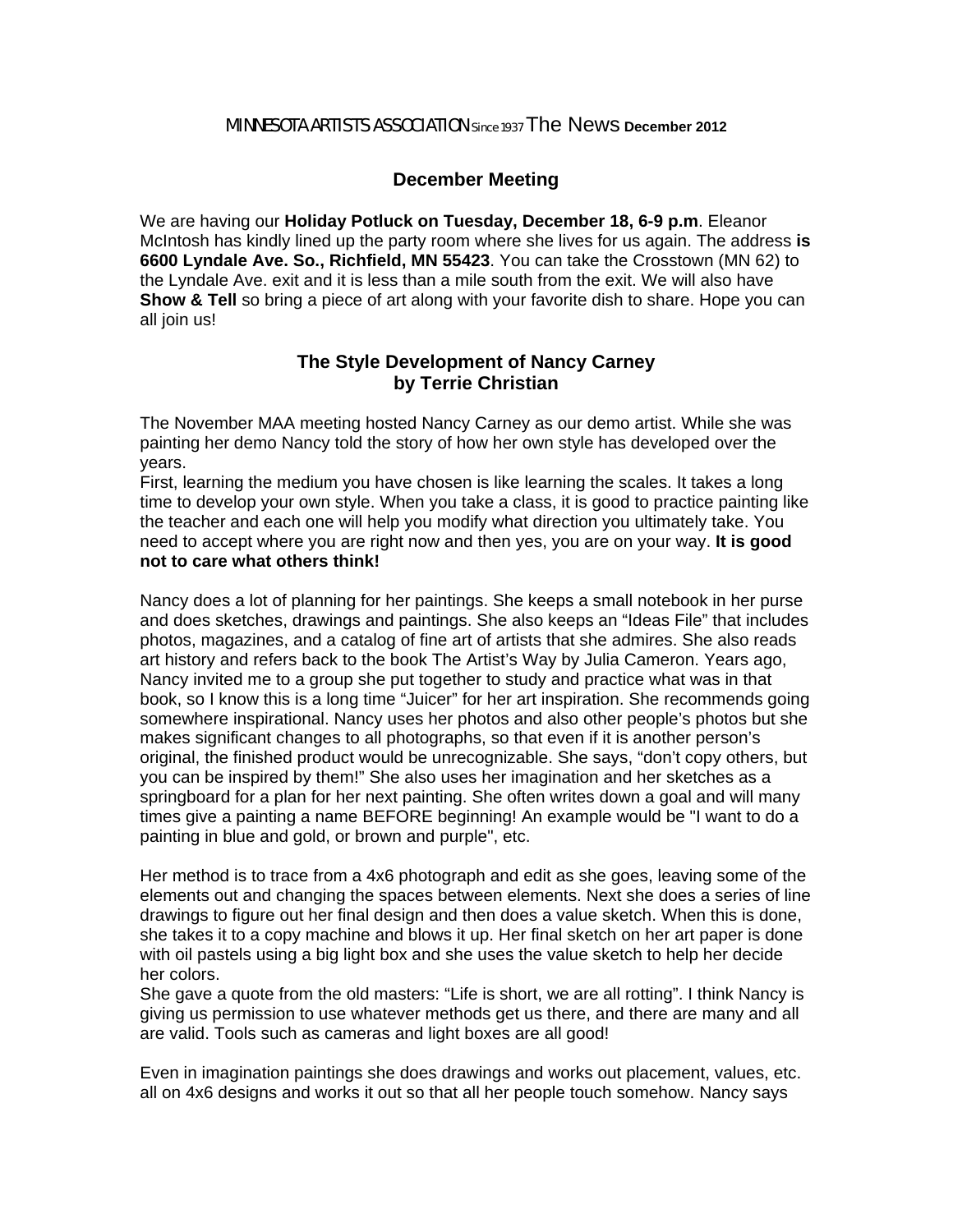MINNESOTA ARTISTS ASSOCIATION Since 1937 The News **December 2012**

## December Meeting

We are having our **Holiday Potluck on Tuesday, December 18, 6-9 p.m**. Eleanor McIntosh has kindly lined up the party room where she lives for us again. The address **is 6600 Lyndale Ave. So., Richfield, MN 55423**. You can take the Crosstown (MN 62) to the Lyndale Ave. exit and it is less than a mile south from the exit. We will also have **Show & Tell** so bring a piece of art along with your favorite dish to share. Hope you can all join us!

## The Style Development of Nancy Carney
## by Terrie Christian

The November MAA meeting hosted Nancy Carney as our demo artist. While she was painting her demo Nancy told the story of how her own style has developed over the years.
First, learning the medium you have chosen is like learning the scales. It takes a long time to develop your own style. When you take a class, it is good to practice painting like the teacher and each one will help you modify what direction you ultimately take. You need to accept where you are right now and then yes, you are on your way. **It is good not to care what others think!**

Nancy does a lot of planning for her paintings. She keeps a small notebook in her purse and does sketches, drawings and paintings. She also keeps an "Ideas File" that includes photos, magazines, and a catalog of fine art of artists that she admires. She also reads art history and refers back to the book The Artist's Way by Julia Cameron. Years ago, Nancy invited me to a group she put together to study and practice what was in that book, so I know this is a long time "Juicer" for her art inspiration. She recommends going somewhere inspirational. Nancy uses her photos and also other people's photos but she makes significant changes to all photographs, so that even if it is another person's original, the finished product would be unrecognizable. She says, "don't copy others, but you can be inspired by them!" She also uses her imagination and her sketches as a springboard for a plan for her next painting. She often writes down a goal and will many times give a painting a name BEFORE beginning! An example would be "I want to do a painting in blue and gold, or brown and purple", etc.

Her method is to trace from a 4x6 photograph and edit as she goes, leaving some of the elements out and changing the spaces between elements. Next she does a series of line drawings to figure out her final design and then does a value sketch. When this is done, she takes it to a copy machine and blows it up. Her final sketch on her art paper is done with oil pastels using a big light box and she uses the value sketch to help her decide her colors.
She gave a quote from the old masters: "Life is short, we are all rotting". I think Nancy is giving us permission to use whatever methods get us there, and there are many and all are valid. Tools such as cameras and light boxes are all good!

Even in imagination paintings she does drawings and works out placement, values, etc. all on 4x6 designs and works it out so that all her people touch somehow. Nancy says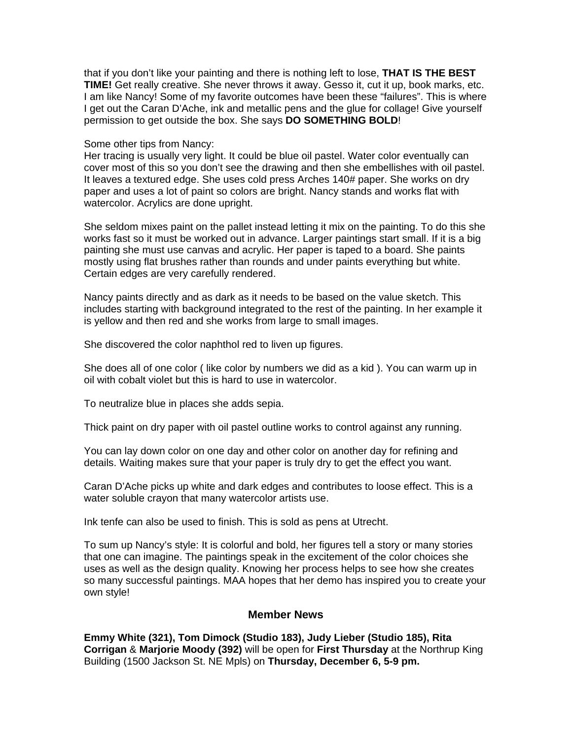that if you don't like your painting and there is nothing left to lose, **THAT IS THE BEST TIME!** Get really creative. She never throws it away. Gesso it, cut it up, book marks, etc. I am like Nancy! Some of my favorite outcomes have been these "failures". This is where I get out the Caran D'Ache, ink and metallic pens and the glue for collage! Give yourself permission to get outside the box. She says **DO SOMETHING BOLD**!

Some other tips from Nancy:
Her tracing is usually very light. It could be blue oil pastel. Water color eventually can cover most of this so you don't see the drawing and then she embellishes with oil pastel. It leaves a textured edge. She uses cold press Arches 140# paper. She works on dry paper and uses a lot of paint so colors are bright. Nancy stands and works flat with watercolor. Acrylics are done upright.

She seldom mixes paint on the pallet instead letting it mix on the painting. To do this she works fast so it must be worked out in advance. Larger paintings start small. If it is a big painting she must use canvas and acrylic. Her paper is taped to a board. She paints mostly using flat brushes rather than rounds and under paints everything but white. Certain edges are very carefully rendered.

Nancy paints directly and as dark as it needs to be based on the value sketch. This includes starting with background integrated to the rest of the painting. In her example it is yellow and then red and she works from large to small images.

She discovered the color naphthol red to liven up figures.

She does all of one color ( like color by numbers we did as a kid ). You can warm up in oil with cobalt violet but this is hard to use in watercolor.

To neutralize blue in places she adds sepia.

Thick paint on dry paper with oil pastel outline works to control against any running.

You can lay down color on one day and other color on another day for refining and details. Waiting makes sure that your paper is truly dry to get the effect you want.

Caran D'Ache picks up white and dark edges and contributes to loose effect. This is a water soluble crayon that many watercolor artists use.

Ink tenfe can also be used to finish. This is sold as pens at Utrecht.

To sum up Nancy's style: It is colorful and bold, her figures tell a story or many stories that one can imagine. The paintings speak in the excitement of the color choices she uses as well as the design quality. Knowing her process helps to see how she creates so many successful paintings. MAA hopes that her demo has inspired you to create your own style!

## Member News

**Emmy White (321), Tom Dimock (Studio 183), Judy Lieber (Studio 185), Rita Corrigan** & **Marjorie Moody (392)** will be open for **First Thursday** at the Northrup King Building (1500 Jackson St. NE Mpls) on **Thursday, December 6, 5-9 pm.**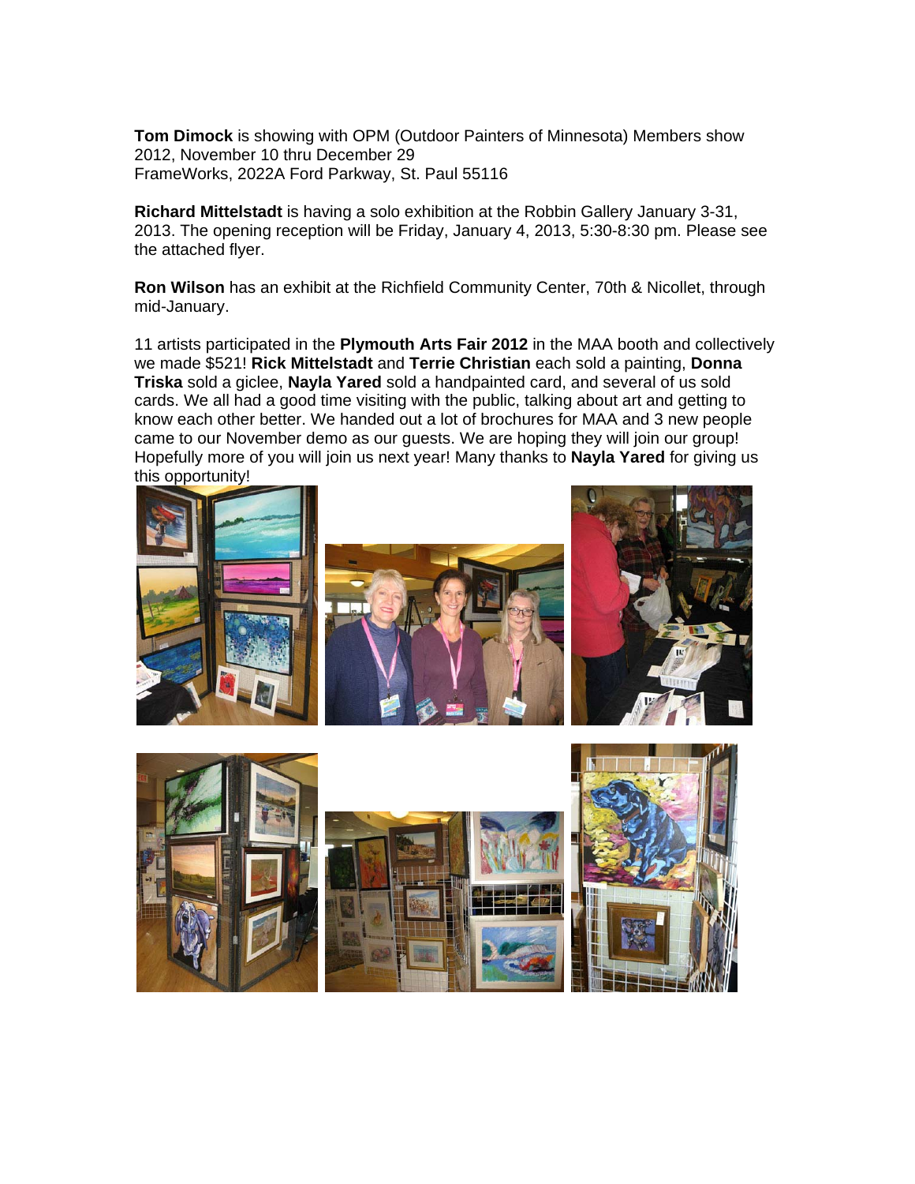**Tom Dimock** is showing with OPM (Outdoor Painters of Minnesota) Members show 2012, November 10 thru December 29
FrameWorks, 2022A Ford Parkway, St. Paul 55116

**Richard Mittelstadt** is having a solo exhibition at the Robbin Gallery January 3-31, 2013. The opening reception will be Friday, January 4, 2013, 5:30-8:30 pm. Please see the attached flyer.

**Ron Wilson** has an exhibit at the Richfield Community Center, 70th & Nicollet, through mid-January.

11 artists participated in the **Plymouth Arts Fair 2012** in the MAA booth and collectively we made $521! **Rick Mittelstadt** and **Terrie Christian** each sold a painting, **Donna Triska** sold a giclee, **Nayla Yared** sold a handpainted card, and several of us sold cards. We all had a good time visiting with the public, talking about art and getting to know each other better. We handed out a lot of brochures for MAA and 3 new people came to our November demo as our guests. We are hoping they will join our group! Hopefully more of you will join us next year! Many thanks to **Nayla Yared** for giving us this opportunity!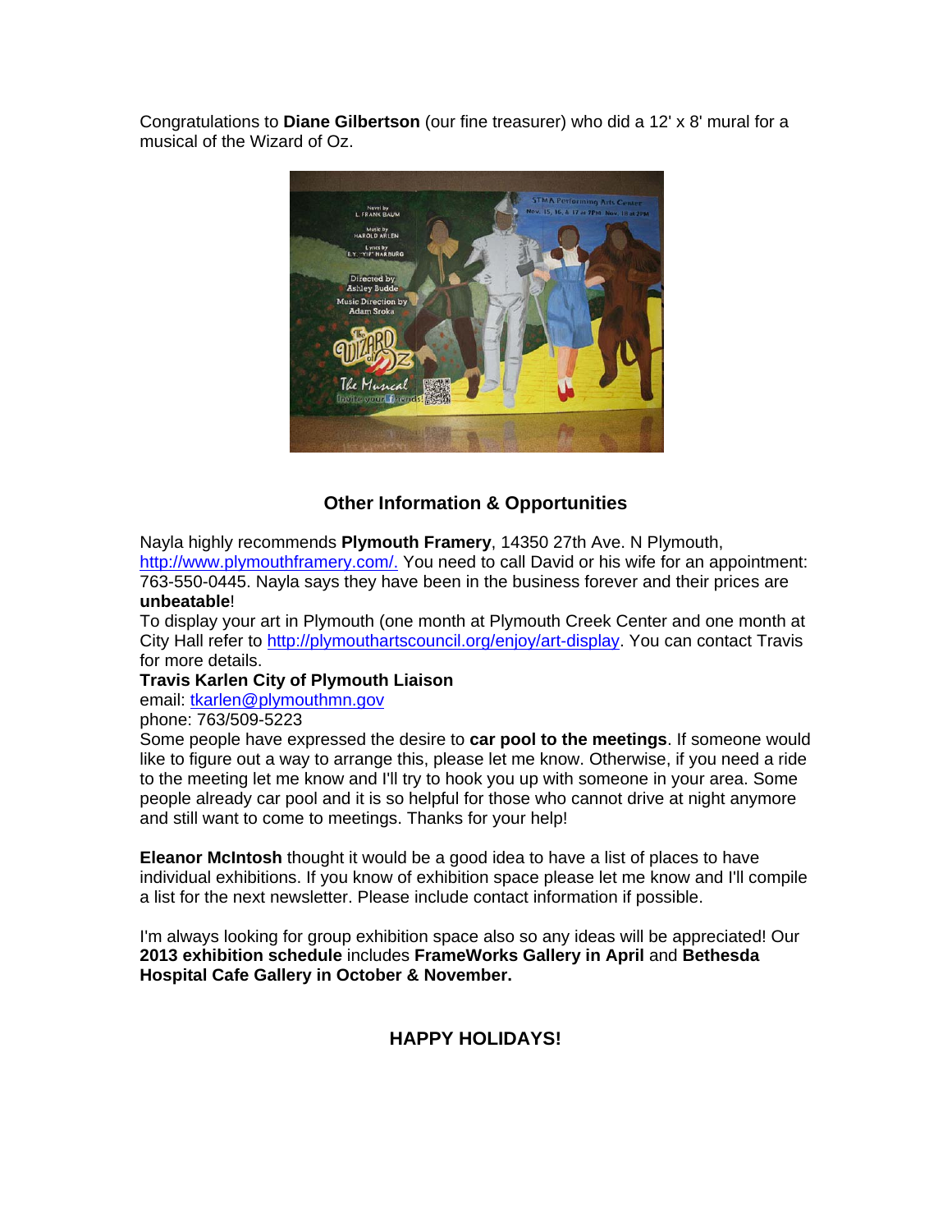Congratulations to **Diane Gilbertson** (our fine treasurer) who did a 12' x 8' mural for a musical of the Wizard of Oz.

## Other Information & Opportunities

Nayla highly recommends **Plymouth Framery**, 14350 27th Ave. N Plymouth, http://www.plymouthframery.com/. You need to call David or his wife for an appointment: 763-550-0445. Nayla says they have been in the business forever and their prices are **unbeatable**!

To display your art in Plymouth (one month at Plymouth Creek Center and one month at City Hall refer to http://plymouthartscouncil.org/enjoy/art-display. You can contact Travis for more details.

**Travis Karlen City of Plymouth Liaison**
email: tkarlen@plymouthmn.gov
phone: 763/509-5223

Some people have expressed the desire to **car pool to the meetings**. If someone would like to figure out a way to arrange this, please let me know. Otherwise, if you need a ride to the meeting let me know and I'll try to hook you up with someone in your area. Some people already car pool and it is so helpful for those who cannot drive at night anymore and still want to come to meetings. Thanks for your help!

**Eleanor McIntosh** thought it would be a good idea to have a list of places to have individual exhibitions. If you know of exhibition space please let me know and I'll compile a list for the next newsletter. Please include contact information if possible.

I'm always looking for group exhibition space also so any ideas will be appreciated! Our **2013 exhibition schedule** includes **FrameWorks Gallery in April** and **Bethesda Hospital Cafe Gallery in October & November.**

## HAPPY HOLIDAYS!